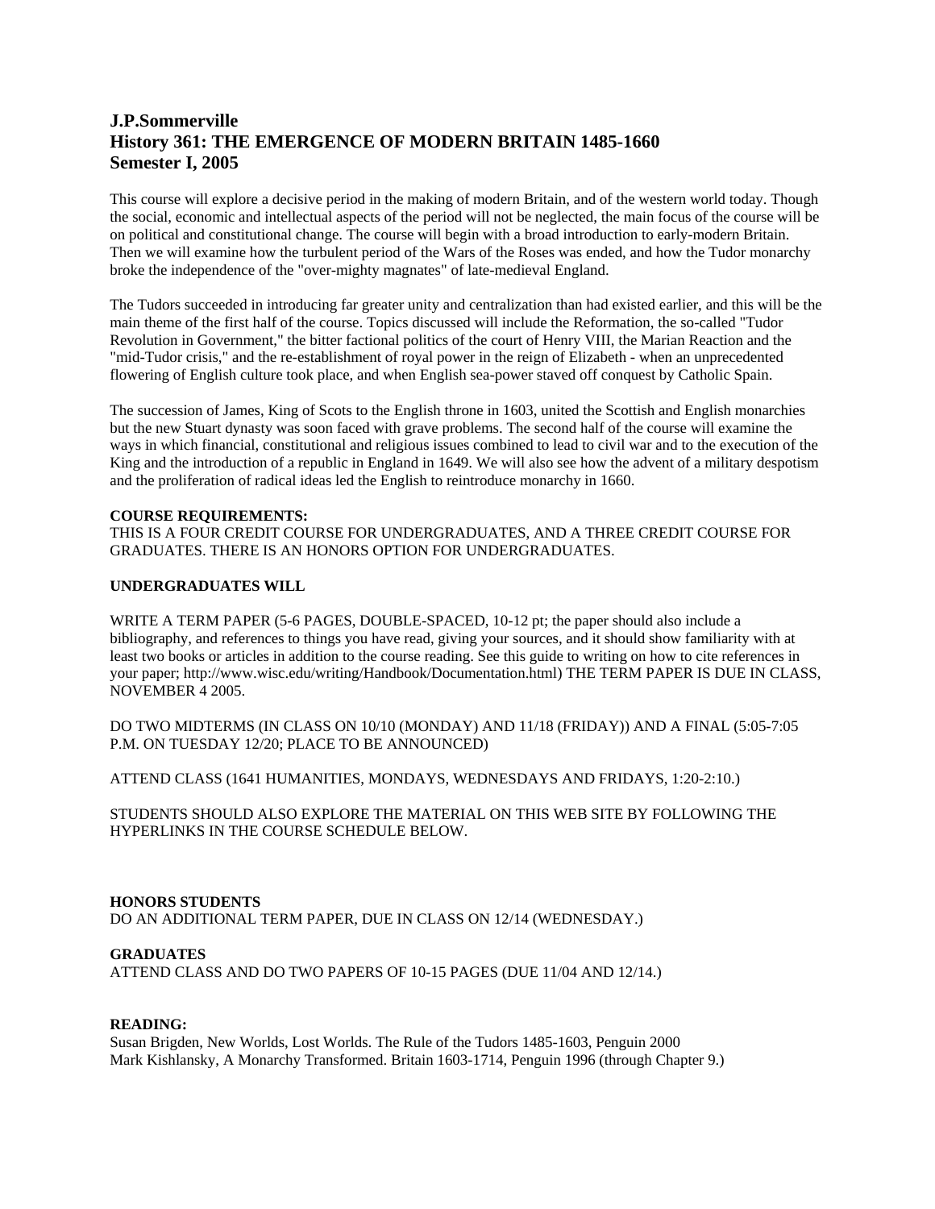# J.P.Sommerville
# History 361: THE EMERGENCE OF MODERN BRITAIN 1485-1660
# Semester I, 2005

This course will explore a decisive period in the making of modern Britain, and of the western world today. Though the social, economic and intellectual aspects of the period will not be neglected, the main focus of the course will be on political and constitutional change. The course will begin with a broad introduction to early-modern Britain. Then we will examine how the turbulent period of the Wars of the Roses was ended, and how the Tudor monarchy broke the independence of the "over-mighty magnates" of late-medieval England.

The Tudors succeeded in introducing far greater unity and centralization than had existed earlier, and this will be the main theme of the first half of the course. Topics discussed will include the Reformation, the so-called "Tudor Revolution in Government," the bitter factional politics of the court of Henry VIII, the Marian Reaction and the "mid-Tudor crisis," and the re-establishment of royal power in the reign of Elizabeth - when an unprecedented flowering of English culture took place, and when English sea-power staved off conquest by Catholic Spain.

The succession of James, King of Scots to the English throne in 1603, united the Scottish and English monarchies but the new Stuart dynasty was soon faced with grave problems. The second half of the course will examine the ways in which financial, constitutional and religious issues combined to lead to civil war and to the execution of the King and the introduction of a republic in England in 1649. We will also see how the advent of a military despotism and the proliferation of radical ideas led the English to reintroduce monarchy in 1660.

**COURSE REQUIREMENTS:**
THIS IS A FOUR CREDIT COURSE FOR UNDERGRADUATES, AND A THREE CREDIT COURSE FOR GRADUATES. THERE IS AN HONORS OPTION FOR UNDERGRADUATES.

**UNDERGRADUATES WILL**

WRITE A TERM PAPER (5-6 PAGES, DOUBLE-SPACED, 10-12 pt; the paper should also include a bibliography, and references to things you have read, giving your sources, and it should show familiarity with at least two books or articles in addition to the course reading. See this guide to writing on how to cite references in your paper; http://www.wisc.edu/writing/Handbook/Documentation.html) THE TERM PAPER IS DUE IN CLASS, NOVEMBER 4 2005.

DO TWO MIDTERMS (IN CLASS ON 10/10 (MONDAY) AND 11/18 (FRIDAY)) AND A FINAL (5:05-7:05 P.M. ON TUESDAY 12/20; PLACE TO BE ANNOUNCED)

ATTEND CLASS (1641 HUMANITIES, MONDAYS, WEDNESDAYS AND FRIDAYS, 1:20-2:10.)

STUDENTS SHOULD ALSO EXPLORE THE MATERIAL ON THIS WEB SITE BY FOLLOWING THE HYPERLINKS IN THE COURSE SCHEDULE BELOW.

**HONORS STUDENTS**
DO AN ADDITIONAL TERM PAPER, DUE IN CLASS ON 12/14 (WEDNESDAY.)

**GRADUATES**
ATTEND CLASS AND DO TWO PAPERS OF 10-15 PAGES (DUE 11/04 AND 12/14.)

**READING:**
Susan Brigden, New Worlds, Lost Worlds. The Rule of the Tudors 1485-1603, Penguin 2000
Mark Kishlansky, A Monarchy Transformed. Britain 1603-1714, Penguin 1996 (through Chapter 9.)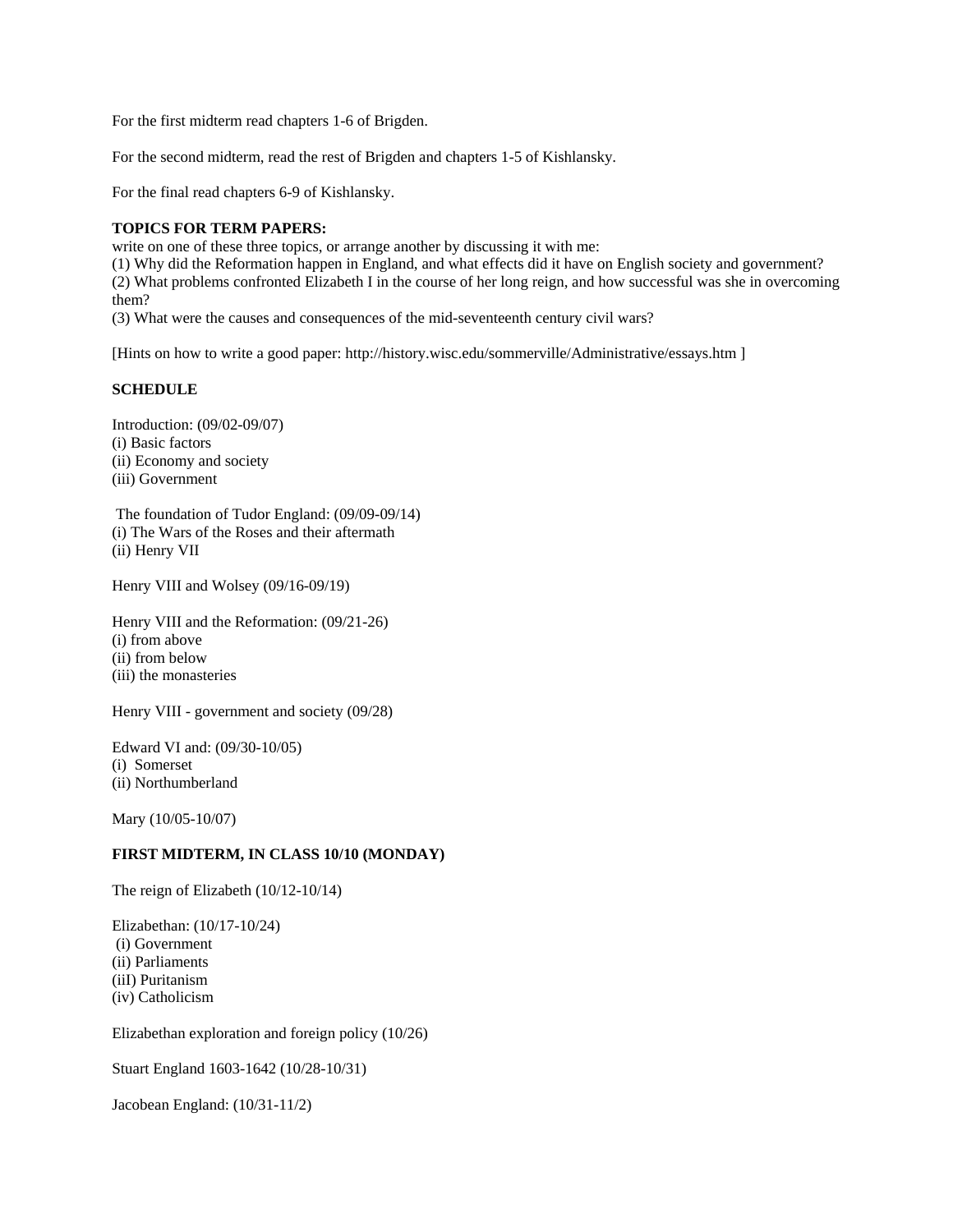For the first midterm read chapters 1-6 of Brigden.

For the second midterm, read the rest of Brigden and chapters 1-5 of Kishlansky.

For the final read chapters 6-9 of Kishlansky.

**TOPICS FOR TERM PAPERS:**
write on one of these three topics, or arrange another by discussing it with me:
(1) Why did the Reformation happen in England, and what effects did it have on English society and government?
(2) What problems confronted Elizabeth I in the course of her long reign, and how successful was she in overcoming them?
(3) What were the causes and consequences of the mid-seventeenth century civil wars?

[Hints on how to write a good paper: http://history.wisc.edu/sommerville/Administrative/essays.htm ]

**SCHEDULE**

Introduction: (09/02-09/07)
(i) Basic factors
(ii) Economy and society
(iii) Government

The foundation of Tudor England: (09/09-09/14)
(i) The Wars of the Roses and their aftermath
(ii) Henry VII

Henry VIII and Wolsey (09/16-09/19)

Henry VIII and the Reformation: (09/21-26)
(i) from above
(ii) from below
(iii) the monasteries

Henry VIII - government and society (09/28)

Edward VI and: (09/30-10/05)
(i) Somerset
(ii) Northumberland

Mary (10/05-10/07)

**FIRST MIDTERM, IN CLASS 10/10 (MONDAY)**

The reign of Elizabeth (10/12-10/14)

Elizabethan: (10/17-10/24)
(i) Government
(ii) Parliaments
(iiI) Puritanism
(iv) Catholicism

Elizabethan exploration and foreign policy (10/26)

Stuart England 1603-1642 (10/28-10/31)

Jacobean England: (10/31-11/2)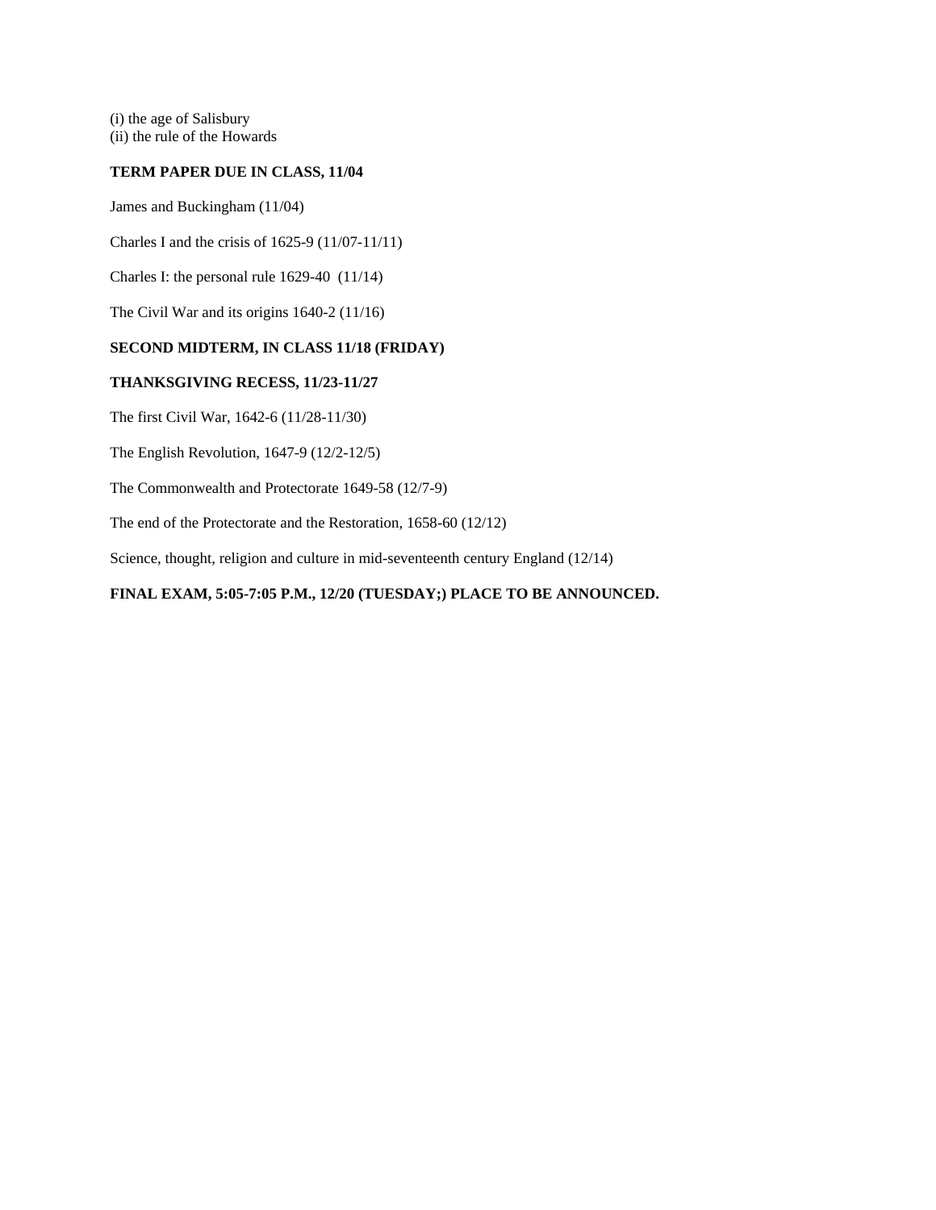(i) the age of Salisbury
(ii) the rule of the Howards

**TERM PAPER DUE IN CLASS, 11/04**

James and Buckingham (11/04)

Charles I and the crisis of 1625-9 (11/07-11/11)

Charles I: the personal rule 1629-40 (11/14)

The Civil War and its origins 1640-2 (11/16)

**SECOND MIDTERM, IN CLASS 11/18 (FRIDAY)**

**THANKSGIVING RECESS, 11/23-11/27**

The first Civil War, 1642-6 (11/28-11/30)

The English Revolution, 1647-9 (12/2-12/5)

The Commonwealth and Protectorate 1649-58 (12/7-9)

The end of the Protectorate and the Restoration, 1658-60 (12/12)

Science, thought, religion and culture in mid-seventeenth century England (12/14)

**FINAL EXAM, 5:05-7:05 P.M., 12/20 (TUESDAY;) PLACE TO BE ANNOUNCED.**